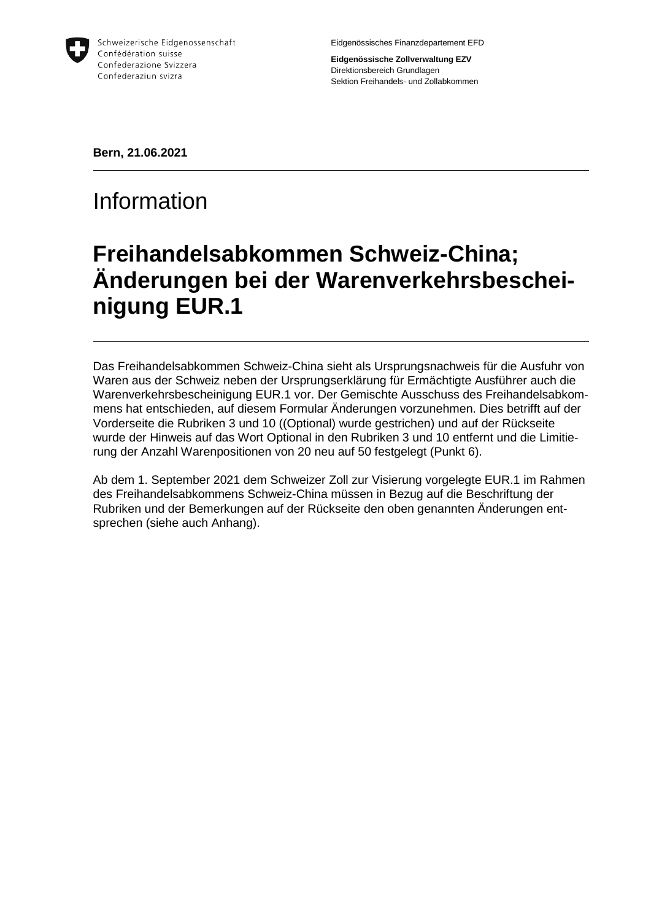Schweizerische Eidgenossenschaft
Confédération suisse
Confederazione Svizzera
Confederaziun svizra

Eidgenössisches Finanzdepartement EFD

**Eidgenössische Zollverwaltung EZV**
Direktionsbereich Grundlagen
Sektion Freihandels- und Zollabkommen

**Bern, 21.06.2021**

# Information

# Freihandelsabkommen Schweiz-China; Änderungen bei der Warenverkehrsbescheinigung EUR.1

Das Freihandelsabkommen Schweiz-China sieht als Ursprungsnachweis für die Ausfuhr von Waren aus der Schweiz neben der Ursprungserklärung für Ermächtigte Ausführer auch die Warenverkehrsbescheinigung EUR.1 vor. Der Gemischte Ausschuss des Freihandelsabkommens hat entschieden, auf diesem Formular Änderungen vorzunehmen. Dies betrifft auf der Vorderseite die Rubriken 3 und 10 ((Optional) wurde gestrichen) und auf der Rückseite wurde der Hinweis auf das Wort Optional in den Rubriken 3 und 10 entfernt und die Limitierung der Anzahl Warenpositionen von 20 neu auf 50 festgelegt (Punkt 6).

Ab dem 1. September 2021 dem Schweizer Zoll zur Visierung vorgelegte EUR.1 im Rahmen des Freihandelsabkommens Schweiz-China müssen in Bezug auf die Beschriftung der Rubriken und der Bemerkungen auf der Rückseite den oben genannten Änderungen entsprechen (siehe auch Anhang).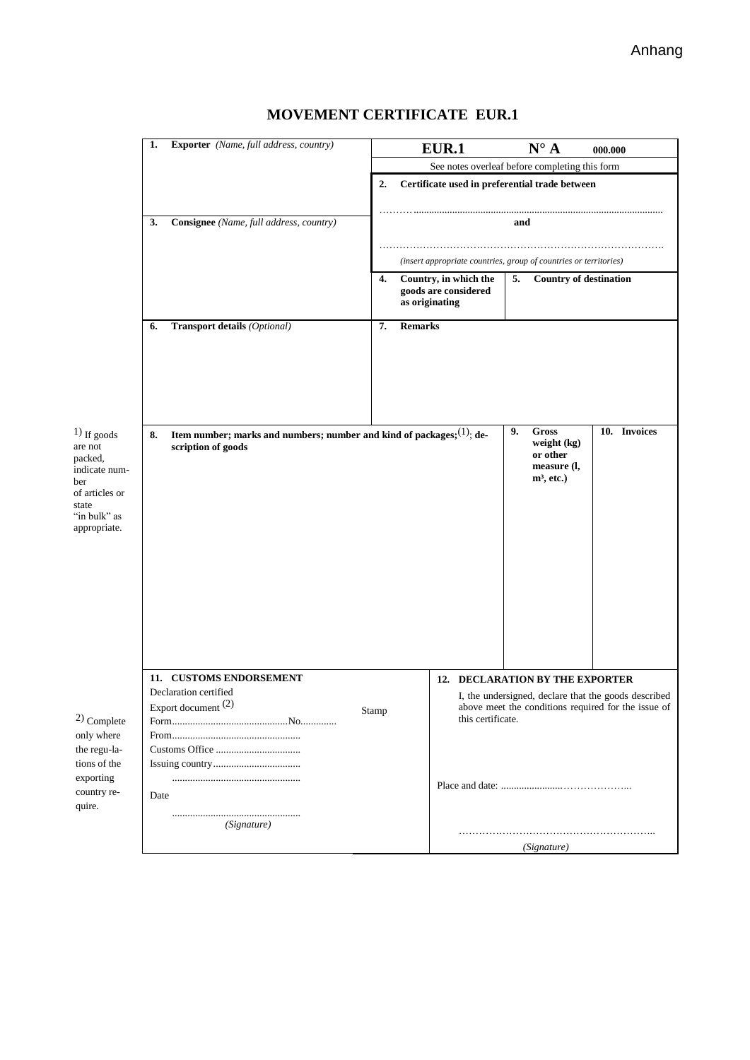Anhang

# MOVEMENT CERTIFICATE EUR.1

| | |
|---|---|
| **1. Exporter** *(Name, full address, country)* | **EUR.1** **N° A** **000.000**<br>See notes overleaf before completing this form<br>**2. Certificate used in preferential trade between**<br>……….......................................................................................<br>**and**<br>…………………………………………………………………………..<br>*(insert appropriate countries, group of countries or territories)* |
| **3. Consignee** *(Name, full address, country)* | **4. Country, in which the goods are considered as originating** \| **5. Country of destination** |
| **6. Transport details** *(Optional)* | **7. Remarks** |

| **8. Item number; marks and numbers; number and kind of packages;(1); description of goods** | **9. Gross weight (kg) or other measure (l, m³, etc.)** | **10. Invoices** |
|---|---|---|
| | | |

1) If goods are not packed, indicate number of articles or state "in bulk" as appropriate.

| **11. CUSTOMS ENDORSEMENT** | **12. DECLARATION BY THE EXPORTER** |
|---|---|
| Declaration certified<br>Export document (2)<br>Form............................................No.............<br>From.................................................<br>Customs Office .................................<br>Issuing country..................................<br>.................................................<br>Date<br>.................................................<br>*(Signature)*<br><br>Stamp | I, the undersigned, declare that the goods described above meet the conditions required for the issue of this certificate.<br><br>Place and date: ......................…………………...<br><br>…………………………………………………..<br>*(Signature)* |

2) Complete only where the regulations of the exporting country require.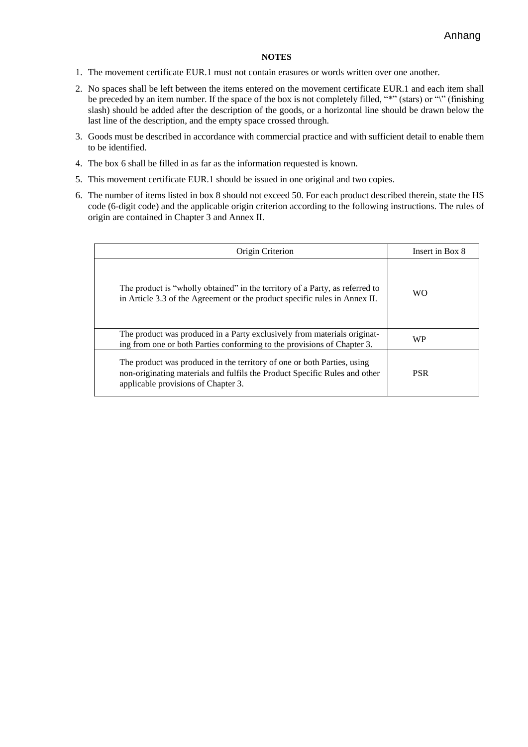**NOTES**

1. The movement certificate EUR.1 must not contain erasures or words written over one another.
2. No spaces shall be left between the items entered on the movement certificate EUR.1 and each item shall be preceded by an item number. If the space of the box is not completely filled, "*" (stars) or "\" (finishing slash) should be added after the description of the goods, or a horizontal line should be drawn below the last line of the description, and the empty space crossed through.
3. Goods must be described in accordance with commercial practice and with sufficient detail to enable them to be identified.
4. The box 6 shall be filled in as far as the information requested is known.
5. This movement certificate EUR.1 should be issued in one original and two copies.
6. The number of items listed in box 8 should not exceed 50. For each product described therein, state the HS code (6-digit code) and the applicable origin criterion according to the following instructions. The rules of origin are contained in Chapter 3 and Annex II.

| Origin Criterion | Insert in Box 8 |
|---|---|
| The product is "wholly obtained" in the territory of a Party, as referred to in Article 3.3 of the Agreement or the product specific rules in Annex II. | WO |
| The product was produced in a Party exclusively from materials originating from one or both Parties conforming to the provisions of Chapter 3. | WP |
| The product was produced in the territory of one or both Parties, using non-originating materials and fulfils the Product Specific Rules and other applicable provisions of Chapter 3. | PSR |